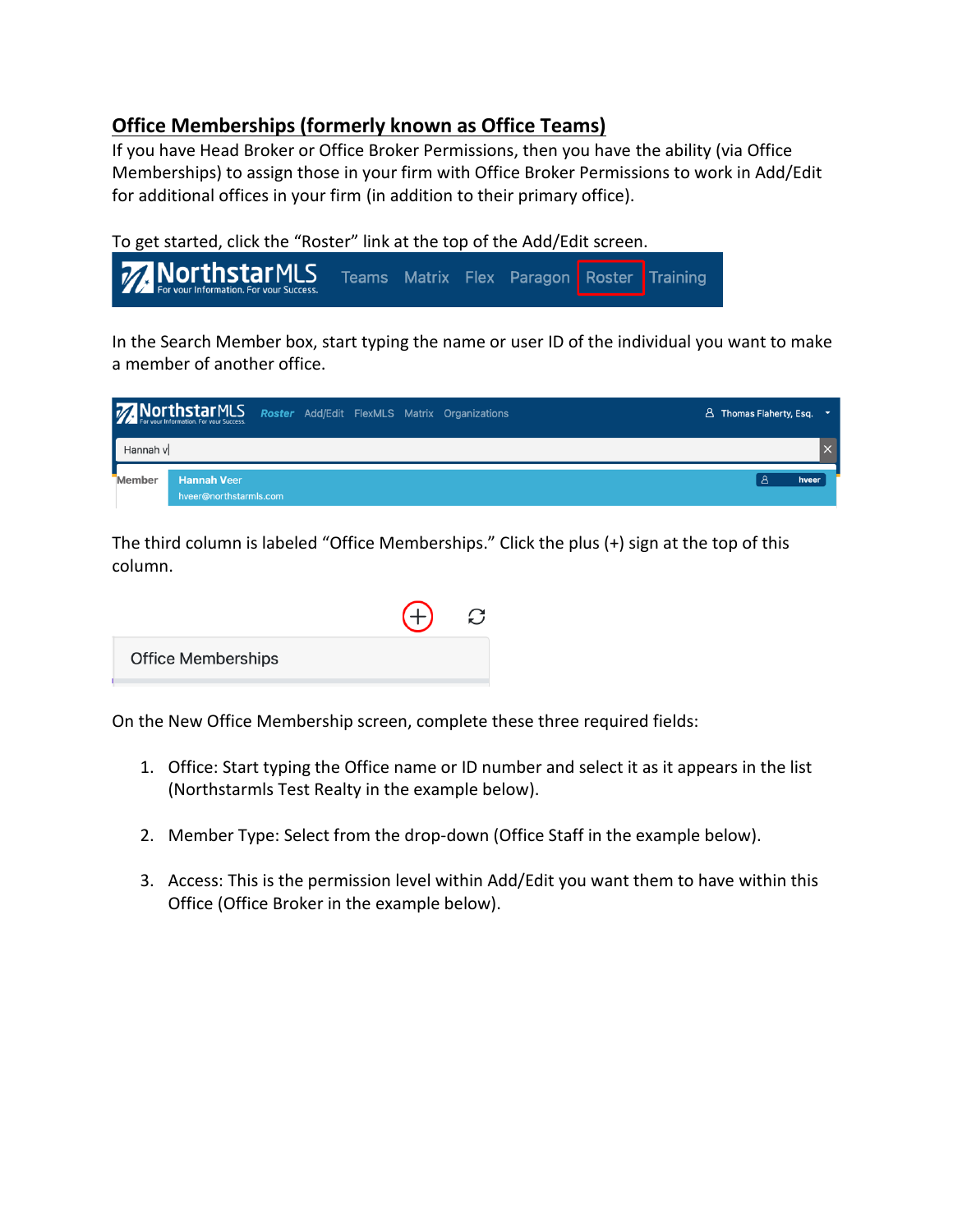## Office Memberships (formerly known as Office Teams)

If you have Head Broker or Office Broker Permissions, then you have the ability (via Office Memberships) to assign those in your firm with Office Broker Permissions to work in Add/Edit for additional offices in your firm (in addition to their primary office).

To get started, click the "Roster" link at the top of the Add/Edit screen.

In the Search Member box, start typing the name or user ID of the individual you want to make a member of another office.

The third column is labeled "Office Memberships." Click the plus (+) sign at the top of this column.

On the New Office Membership screen, complete these three required fields:

1. Office: Start typing the Office name or ID number and select it as it appears in the list (Northstarmls Test Realty in the example below).

2. Member Type: Select from the drop-down (Office Staff in the example below).

3. Access: This is the permission level within Add/Edit you want them to have within this Office (Office Broker in the example below).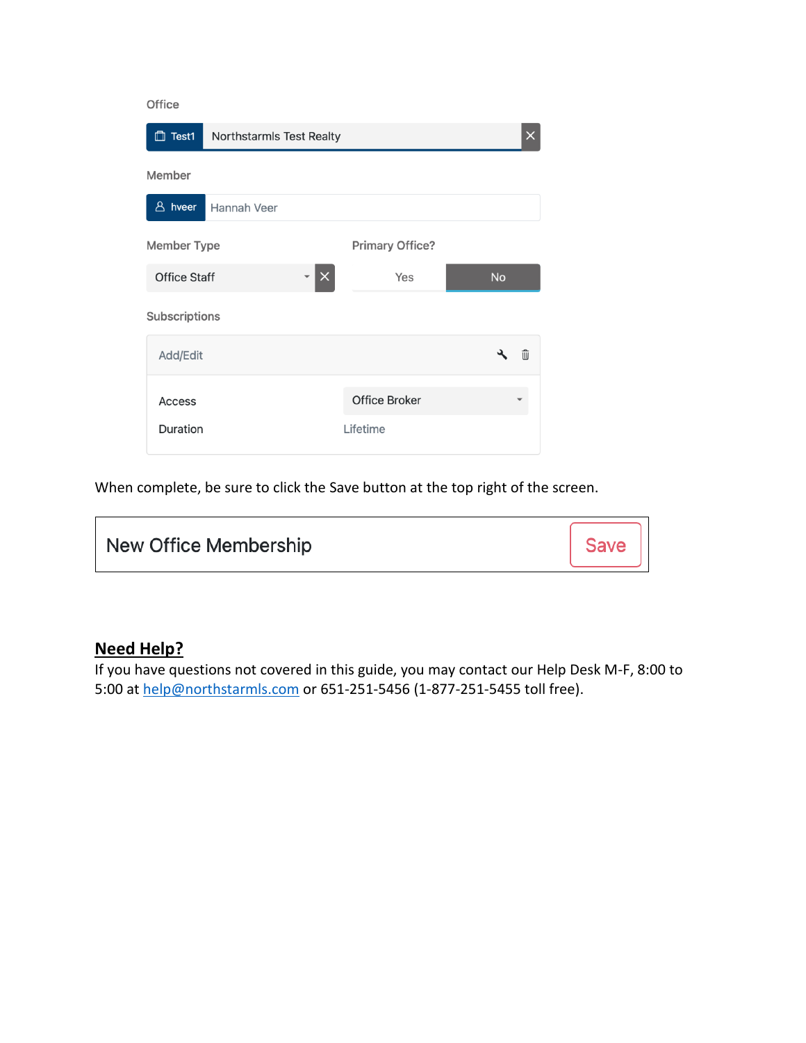Office

Test1 Northstarmls Test Realty

Member

hveer Hannah Veer

Member Type

Office Staff

Primary Office?

Yes No

Subscriptions

Add/Edit

Access Office Broker

Duration Lifetime

When complete, be sure to click the Save button at the top right of the screen.

New Office Membership Save

## Need Help?

If you have questions not covered in this guide, you may contact our Help Desk M-F, 8:00 to 5:00 at help@northstarmls.com or 651-251-5456 (1-877-251-5455 toll free).